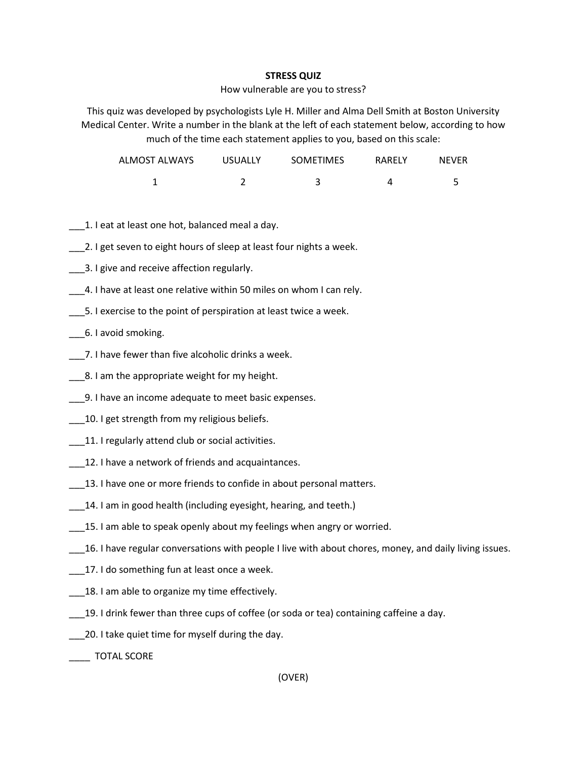# STRESS QUIZ

How vulnerable are you to stress?

This quiz was developed by psychologists Lyle H. Miller and Alma Dell Smith at Boston University Medical Center. Write a number in the blank at the left of each statement below, according to how much of the time each statement applies to you, based on this scale:

| ALMOST ALWAYS | USUALLY | SOMETIMES | RARELY | NEVER |
|---|---|---|---|---|
| 1 | 2 | 3 | 4 | 5 |

___1. I eat at least one hot, balanced meal a day.

___2. I get seven to eight hours of sleep at least four nights a week.

___3. I give and receive affection regularly.

___4. I have at least one relative within 50 miles on whom I can rely.

___5. I exercise to the point of perspiration at least twice a week.

___6. I avoid smoking.

___7. I have fewer than five alcoholic drinks a week.

___8. I am the appropriate weight for my height.

___9. I have an income adequate to meet basic expenses.

___10. I get strength from my religious beliefs.

___11. I regularly attend club or social activities.

___12. I have a network of friends and acquaintances.

___13. I have one or more friends to confide in about personal matters.

___14. I am in good health (including eyesight, hearing, and teeth.)

___15. I am able to speak openly about my feelings when angry or worried.

___16. I have regular conversations with people I live with about chores, money, and daily living issues.

___17. I do something fun at least once a week.

___18. I am able to organize my time effectively.

___19. I drink fewer than three cups of coffee (or soda or tea) containing caffeine a day.

___20. I take quiet time for myself during the day.

____ TOTAL SCORE

(OVER)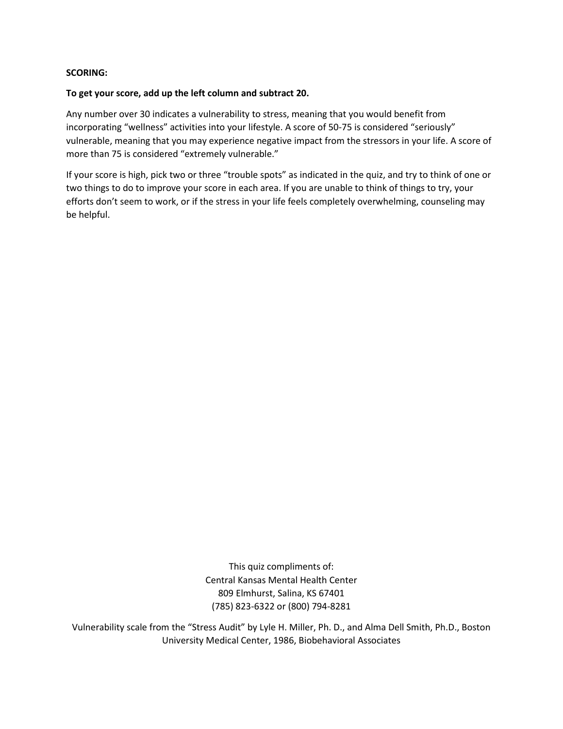**SCORING:**

**To get your score, add up the left column and subtract 20.**

Any number over 30 indicates a vulnerability to stress, meaning that you would benefit from incorporating “wellness” activities into your lifestyle. A score of 50-75 is considered “seriously” vulnerable, meaning that you may experience negative impact from the stressors in your life. A score of more than 75 is considered “extremely vulnerable.”

If your score is high, pick two or three “trouble spots” as indicated in the quiz, and try to think of one or two things to do to improve your score in each area. If you are unable to think of things to try, your efforts don’t seem to work, or if the stress in your life feels completely overwhelming, counseling may be helpful.

This quiz compliments of:
Central Kansas Mental Health Center
809 Elmhurst, Salina, KS 67401
(785) 823-6322 or (800) 794-8281

Vulnerability scale from the “Stress Audit” by Lyle H. Miller, Ph. D., and Alma Dell Smith, Ph.D., Boston University Medical Center, 1986, Biobehavioral Associates